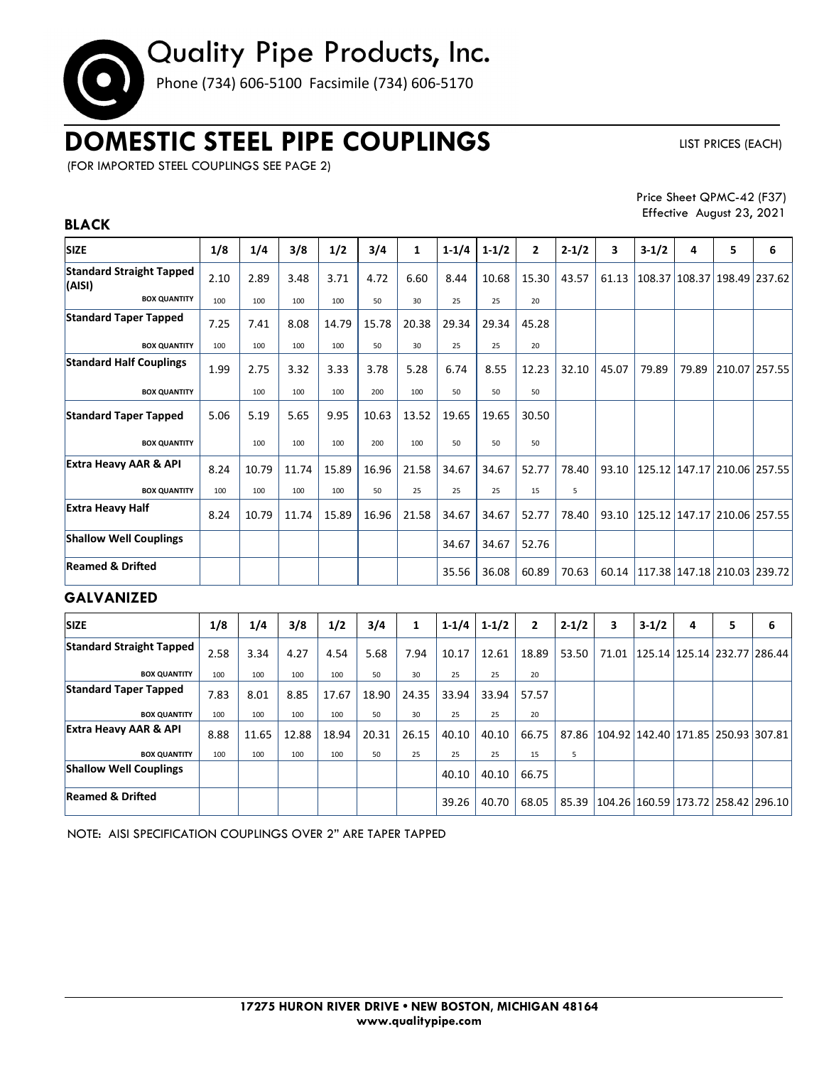# Quality Pipe Products, Inc.

Phone (734) 606-5100 Facsimile (734) 606-5170

# DOMESTIC STEEL PIPE COUPLINGS

LIST PRICES (EACH)

(FOR IMPORTED STEEL COUPLINGS SEE PAGE 2)

Price Sheet QPMC-42 (F37)
Effective August 23, 2021

## BLACK

| SIZE | 1/8 | 1/4 | 3/8 | 1/2 | 3/4 | 1 | 1-1/4 | 1-1/2 | 2 | 2-1/2 | 3 | 3-1/2 | 4 | 5 | 6 |
|---|---|---|---|---|---|---|---|---|---|---|---|---|---|---|---|
| **Standard Straight Tapped (AISI)** | 2.10 | 2.89 | 3.48 | 3.71 | 4.72 | 6.60 | 8.44 | 10.68 | 15.30 | 43.57 | 61.13 | 108.37 | 108.37 | 198.49 | 237.62 |
| BOX QUANTITY | 100 | 100 | 100 | 100 | 50 | 30 | 25 | 25 | 20 | | | | | | |
| **Standard Taper Tapped** | 7.25 | 7.41 | 8.08 | 14.79 | 15.78 | 20.38 | 29.34 | 29.34 | 45.28 | | | | | | |
| BOX QUANTITY | 100 | 100 | 100 | 100 | 50 | 30 | 25 | 25 | 20 | | | | | | |
| **Standard Half Couplings** | 1.99 | 2.75 | 3.32 | 3.33 | 3.78 | 5.28 | 6.74 | 8.55 | 12.23 | 32.10 | 45.07 | 79.89 | 79.89 | 210.07 | 257.55 |
| BOX QUANTITY | | 100 | 100 | 100 | 200 | 100 | 50 | 50 | 50 | | | | | | |
| **Standard Taper Tapped** | 5.06 | 5.19 | 5.65 | 9.95 | 10.63 | 13.52 | 19.65 | 19.65 | 30.50 | | | | | | |
| BOX QUANTITY | | 100 | 100 | 100 | 200 | 100 | 50 | 50 | 50 | | | | | | |
| **Extra Heavy AAR & API** | 8.24 | 10.79 | 11.74 | 15.89 | 16.96 | 21.58 | 34.67 | 34.67 | 52.77 | 78.40 | 93.10 | 125.12 | 147.17 | 210.06 | 257.55 |
| BOX QUANTITY | 100 | 100 | 100 | 100 | 50 | 25 | 25 | 25 | 15 | 5 | | | | | |
| **Extra Heavy Half** | 8.24 | 10.79 | 11.74 | 15.89 | 16.96 | 21.58 | 34.67 | 34.67 | 52.77 | 78.40 | 93.10 | 125.12 | 147.17 | 210.06 | 257.55 |
| **Shallow Well Couplings** | | | | | | | 34.67 | 34.67 | 52.76 | | | | | | |
| **Reamed & Drifted** | | | | | | | 35.56 | 36.08 | 60.89 | 70.63 | 60.14 | 117.38 | 147.18 | 210.03 | 239.72 |

## GALVANIZED

| SIZE | 1/8 | 1/4 | 3/8 | 1/2 | 3/4 | 1 | 1-1/4 | 1-1/2 | 2 | 2-1/2 | 3 | 3-1/2 | 4 | 5 | 6 |
|---|---|---|---|---|---|---|---|---|---|---|---|---|---|---|---|
| **Standard Straight Tapped** | 2.58 | 3.34 | 4.27 | 4.54 | 5.68 | 7.94 | 10.17 | 12.61 | 18.89 | 53.50 | 71.01 | 125.14 | 125.14 | 232.77 | 286.44 |
| BOX QUANTITY | 100 | 100 | 100 | 100 | 50 | 30 | 25 | 25 | 20 | | | | | | |
| **Standard Taper Tapped** | 7.83 | 8.01 | 8.85 | 17.67 | 18.90 | 24.35 | 33.94 | 33.94 | 57.57 | | | | | | |
| BOX QUANTITY | 100 | 100 | 100 | 100 | 50 | 30 | 25 | 25 | 20 | | | | | | |
| **Extra Heavy AAR & API** | 8.88 | 11.65 | 12.88 | 18.94 | 20.31 | 26.15 | 40.10 | 40.10 | 66.75 | 87.86 | 104.92 | 142.40 | 171.85 | 250.93 | 307.81 |
| BOX QUANTITY | 100 | 100 | 100 | 100 | 50 | 25 | 25 | 25 | 15 | 5 | | | | | |
| **Shallow Well Couplings** | | | | | | | 40.10 | 40.10 | 66.75 | | | | | | |
| **Reamed & Drifted** | | | | | | | 39.26 | 40.70 | 68.05 | 85.39 | 104.26 | 160.59 | 173.72 | 258.42 | 296.10 |

NOTE: AISI SPECIFICATION COUPLINGS OVER 2" ARE TAPER TAPPED

17275 HURON RIVER DRIVE • NEW BOSTON, MICHIGAN 48164
www.qualitypipe.com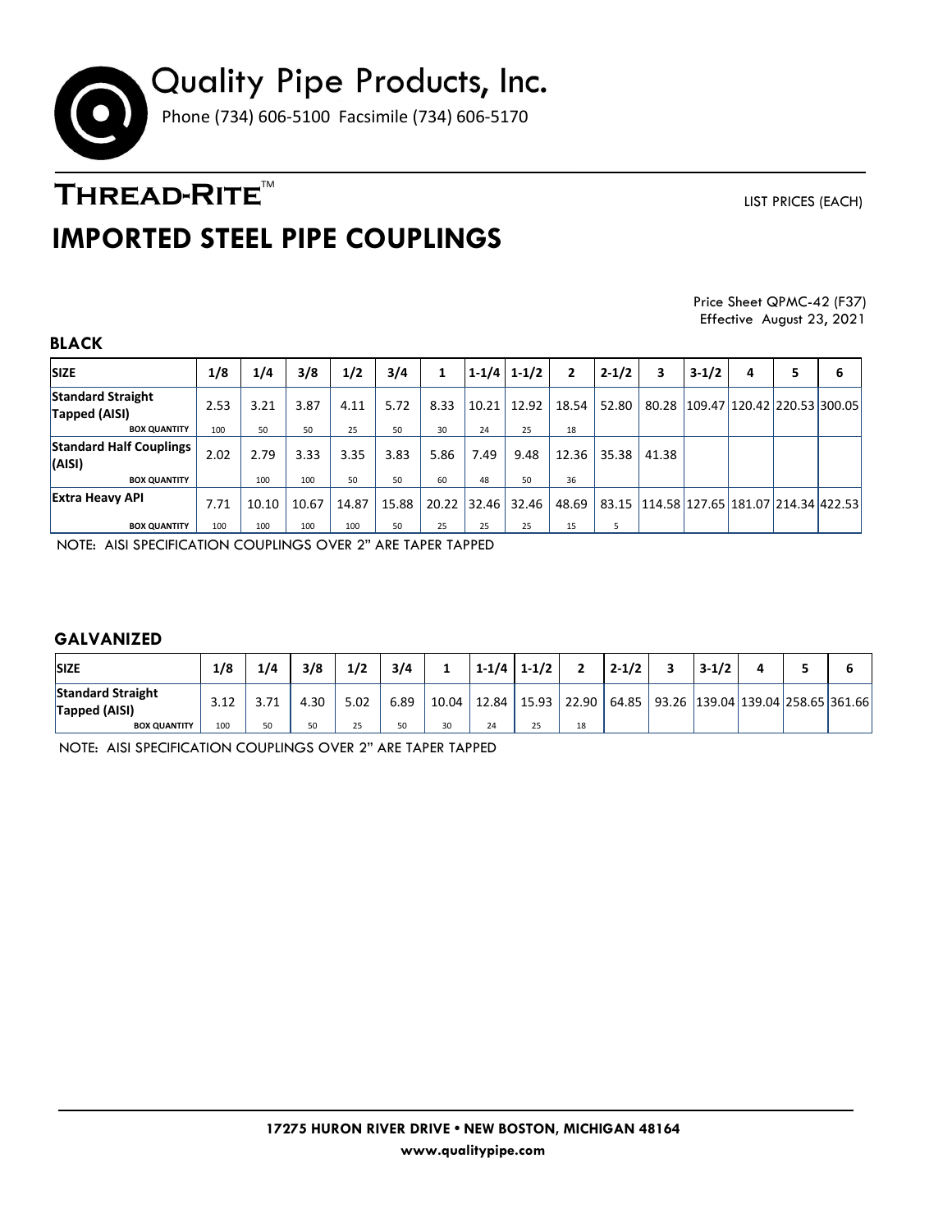# Quality Pipe Products, Inc.

Phone (734) 606-5100 Facsimile (734) 606-5170

## THREAD-RITE™

LIST PRICES (EACH)

## IMPORTED STEEL PIPE COUPLINGS

Price Sheet QPMC-42 (F37)
Effective August 23, 2021

### BLACK

| SIZE | 1/8 | 1/4 | 3/8 | 1/2 | 3/4 | 1 | 1-1/4 | 1-1/2 | 2 | 2-1/2 | 3 | 3-1/2 | 4 | 5 | 6 |
|---|---|---|---|---|---|---|---|---|---|---|---|---|---|---|---|
| **Standard Straight Tapped (AISI)** | 2.53 | 3.21 | 3.87 | 4.11 | 5.72 | 8.33 | 10.21 | 12.92 | 18.54 | 52.80 | 80.28 | 109.47 | 120.42 | 220.53 | 300.05 |
| **BOX QUANTITY** | 100 | 50 | 50 | 25 | 50 | 30 | 24 | 25 | 18 | | | | | | |
| **Standard Half Couplings (AISI)** | 2.02 | 2.79 | 3.33 | 3.35 | 3.83 | 5.86 | 7.49 | 9.48 | 12.36 | 35.38 | 41.38 | | | | |
| **BOX QUANTITY** | | 100 | 100 | 50 | 50 | 60 | 48 | 50 | 36 | | | | | | |
| **Extra Heavy API** | 7.71 | 10.10 | 10.67 | 14.87 | 15.88 | 20.22 | 32.46 | 32.46 | 48.69 | 83.15 | 114.58 | 127.65 | 181.07 | 214.34 | 422.53 |
| **BOX QUANTITY** | 100 | 100 | 100 | 100 | 50 | 25 | 25 | 25 | 15 | 5 | | | | | |

NOTE: AISI SPECIFICATION COUPLINGS OVER 2" ARE TAPER TAPPED

### GALVANIZED

| SIZE | 1/8 | 1/4 | 3/8 | 1/2 | 3/4 | 1 | 1-1/4 | 1-1/2 | 2 | 2-1/2 | 3 | 3-1/2 | 4 | 5 | 6 |
|---|---|---|---|---|---|---|---|---|---|---|---|---|---|---|---|
| **Standard Straight Tapped (AISI)** | 3.12 | 3.71 | 4.30 | 5.02 | 6.89 | 10.04 | 12.84 | 15.93 | 22.90 | 64.85 | 93.26 | 139.04 | 139.04 | 258.65 | 361.66 |
| **BOX QUANTITY** | 100 | 50 | 50 | 25 | 50 | 30 | 24 | 25 | 18 | | | | | | |

NOTE: AISI SPECIFICATION COUPLINGS OVER 2" ARE TAPER TAPPED

**17275 HURON RIVER DRIVE • NEW BOSTON, MICHIGAN 48164**
**www.qualitypipe.com**